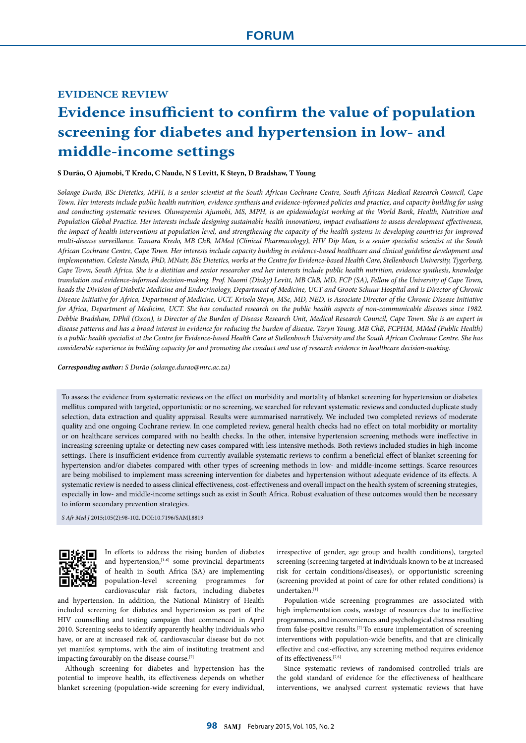FORUM

EVIDENCE REVIEW

# Evidence insufficient to confirm the value of population screening for diabetes and hypertension in low- and middle-income settings

**S Durão, O Ajumobi, T Kredo, C Naude, N S Levitt, K Steyn, D Bradshaw, T Young**

*Solange Durão, BSc Dietetics, MPH, is a senior scientist at the South African Cochrane Centre, South African Medical Research Council, Cape Town. Her interests include public health nutrition, evidence synthesis and evidence-informed policies and practice, and capacity building for using and conducting systematic reviews. Oluwayemisi Ajumobi, MS, MPH, is an epidemiologist working at the World Bank, Health, Nutrition and Population Global Practice. Her interests include designing sustainable health innovations, impact evaluations to assess development effectiveness, the impact of health interventions at population level, and strengthening the capacity of the health systems in developing countries for improved multi-disease surveillance. Tamara Kredo, MB ChB, MMed (Clinical Pharmacology), HIV Dip Man, is a senior specialist scientist at the South African Cochrane Centre, Cape Town. Her interests include capacity building in evidence-based healthcare and clinical guideline development and implementation. Celeste Naude, PhD, MNutr, BSc Dietetics, works at the Centre for Evidence-based Health Care, Stellenbosch University, Tygerberg, Cape Town, South Africa. She is a dietitian and senior researcher and her interests include public health nutrition, evidence synthesis, knowledge translation and evidence-informed decision-making. Prof. Naomi (Dinky) Levitt, MB ChB, MD, FCP (SA), Fellow of the University of Cape Town, heads the Division of Diabetic Medicine and Endocrinology, Department of Medicine, UCT and Groote Schuur Hospital and is Director of Chronic Disease Initiative for Africa, Department of Medicine, UCT. Krisela Steyn, MSc, MD, NED, is Associate Director of the Chronic Disease Initiative for Africa, Department of Medicine, UCT. She has conducted research on the public health aspects of non-communicable diseases since 1982. Debbie Bradshaw, DPhil (Oxon), is Director of the Burden of Disease Research Unit, Medical Research Council, Cape Town. She is an expert in disease patterns and has a broad interest in evidence for reducing the burden of disease. Taryn Young, MB ChB, FCPHM, MMed (Public Health) is a public health specialist at the Centre for Evidence-based Health Care at Stellenbosch University and the South African Cochrane Centre. She has considerable experience in building capacity for and promoting the conduct and use of research evidence in healthcare decision-making.*

***Corresponding author:** S Durão (solange.durao@mrc.ac.za)*

To assess the evidence from systematic reviews on the effect on morbidity and mortality of blanket screening for hypertension or diabetes mellitus compared with targeted, opportunistic or no screening, we searched for relevant systematic reviews and conducted duplicate study selection, data extraction and quality appraisal. Results were summarised narratively. We included two completed reviews of moderate quality and one ongoing Cochrane review. In one completed review, general health checks had no effect on total morbidity or mortality or on healthcare services compared with no health checks. In the other, intensive hypertension screening methods were ineffective in increasing screening uptake or detecting new cases compared with less intensive methods. Both reviews included studies in high-income settings. There is insufficient evidence from currently available systematic reviews to confirm a beneficial effect of blanket screening for hypertension and/or diabetes compared with other types of screening methods in low- and middle-income settings. Scarce resources are being mobilised to implement mass screening intervention for diabetes and hypertension without adequate evidence of its effects. A systematic review is needed to assess clinical effectiveness, cost-effectiveness and overall impact on the health system of screening strategies, especially in low- and middle-income settings such as exist in South Africa. Robust evaluation of these outcomes would then be necessary to inform secondary prevention strategies.

*S Afr Med J* 2015;105(2):98-102. DOI:10.7196/SAMJ.8819

In efforts to address the rising burden of diabetes and hypertension,[1-6] some provincial departments of health in South Africa (SA) are implementing population-level screening programmes for cardiovascular risk factors, including diabetes and hypertension. In addition, the National Ministry of Health included screening for diabetes and hypertension as part of the HIV counselling and testing campaign that commenced in April 2010. Screening seeks to identify apparently healthy individuals who have, or are at increased risk of, cardiovascular disease but do not yet manifest symptoms, with the aim of instituting treatment and impacting favourably on the disease course.[7]

Although screening for diabetes and hypertension has the potential to improve health, its effectiveness depends on whether blanket screening (population-wide screening for every individual, irrespective of gender, age group and health conditions), targeted screening (screening targeted at individuals known to be at increased risk for certain conditions/diseases), or opportunistic screening (screening provided at point of care for other related conditions) is undertaken.[1]

Population-wide screening programmes are associated with high implementation costs, wastage of resources due to ineffective programmes, and inconveniences and psychological distress resulting from false-positive results.[7] To ensure implementation of screening interventions with population-wide benefits, and that are clinically effective and cost-effective, any screening method requires evidence of its effectiveness.[7,8]

Since systematic reviews of randomised controlled trials are the gold standard of evidence for the effectiveness of healthcare interventions, we analysed current systematic reviews that have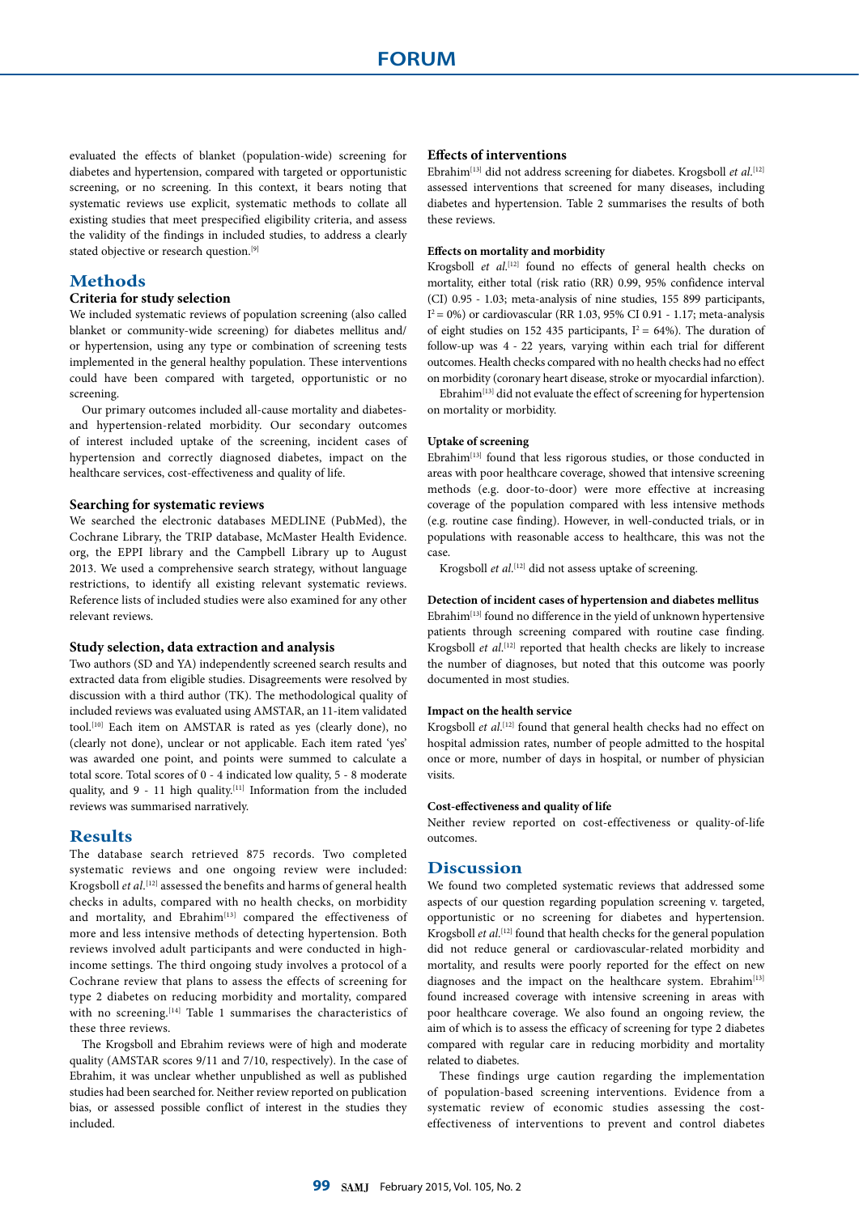evaluated the effects of blanket (population-wide) screening for diabetes and hypertension, compared with targeted or opportunistic screening, or no screening. In this context, it bears noting that systematic reviews use explicit, systematic methods to collate all existing studies that meet prespecified eligibility criteria, and assess the validity of the findings in included studies, to address a clearly stated objective or research question.[9]

## Methods

### Criteria for study selection

We included systematic reviews of population screening (also called blanket or community-wide screening) for diabetes mellitus and/or hypertension, using any type or combination of screening tests implemented in the general healthy population. These interventions could have been compared with targeted, opportunistic or no screening.

Our primary outcomes included all-cause mortality and diabetes- and hypertension-related morbidity. Our secondary outcomes of interest included uptake of the screening, incident cases of hypertension and correctly diagnosed diabetes, impact on the healthcare services, cost-effectiveness and quality of life.

### Searching for systematic reviews

We searched the electronic databases MEDLINE (PubMed), the Cochrane Library, the TRIP database, McMaster Health Evidence.org, the EPPI library and the Campbell Library up to August 2013. We used a comprehensive search strategy, without language restrictions, to identify all existing relevant systematic reviews. Reference lists of included studies were also examined for any other relevant reviews.

### Study selection, data extraction and analysis

Two authors (SD and YA) independently screened search results and extracted data from eligible studies. Disagreements were resolved by discussion with a third author (TK). The methodological quality of included reviews was evaluated using AMSTAR, an 11-item validated tool.[10] Each item on AMSTAR is rated as yes (clearly done), no (clearly not done), unclear or not applicable. Each item rated 'yes' was awarded one point, and points were summed to calculate a total score. Total scores of 0 - 4 indicated low quality, 5 - 8 moderate quality, and 9 - 11 high quality.[11] Information from the included reviews was summarised narratively.

## Results

The database search retrieved 875 records. Two completed systematic reviews and one ongoing review were included: Krogsboll *et al.*[12] assessed the benefits and harms of general health checks in adults, compared with no health checks, on morbidity and mortality, and Ebrahim[13] compared the effectiveness of more and less intensive methods of detecting hypertension. Both reviews involved adult participants and were conducted in high-income settings. The third ongoing study involves a protocol of a Cochrane review that plans to assess the effects of screening for type 2 diabetes on reducing morbidity and mortality, compared with no screening.[14] Table 1 summarises the characteristics of these three reviews.

The Krogsboll and Ebrahim reviews were of high and moderate quality (AMSTAR scores 9/11 and 7/10, respectively). In the case of Ebrahim, it was unclear whether unpublished as well as published studies had been searched for. Neither review reported on publication bias, or assessed possible conflict of interest in the studies they included.

### Effects of interventions

Ebrahim[13] did not address screening for diabetes. Krogsboll *et al.*[12] assessed interventions that screened for many diseases, including diabetes and hypertension. Table 2 summarises the results of both these reviews.

#### Effects on mortality and morbidity

Krogsboll *et al.*[12] found no effects of general health checks on mortality, either total (risk ratio (RR) 0.99, 95% confidence interval (CI) 0.95 - 1.03; meta-analysis of nine studies, 155 899 participants, $I^2 = 0\%$) or cardiovascular (RR 1.03, 95% CI 0.91 - 1.17; meta-analysis of eight studies on 152 435 participants, $I^2 = 64\%$). The duration of follow-up was 4 - 22 years, varying within each trial for different outcomes. Health checks compared with no health checks had no effect on morbidity (coronary heart disease, stroke or myocardial infarction).

Ebrahim[13] did not evaluate the effect of screening for hypertension on mortality or morbidity.

#### Uptake of screening

Ebrahim[13] found that less rigorous studies, or those conducted in areas with poor healthcare coverage, showed that intensive screening methods (e.g. door-to-door) were more effective at increasing coverage of the population compared with less intensive methods (e.g. routine case finding). However, in well-conducted trials, or in populations with reasonable access to healthcare, this was not the case.

Krogsboll *et al.*[12] did not assess uptake of screening.

#### Detection of incident cases of hypertension and diabetes mellitus

Ebrahim[13] found no difference in the yield of unknown hypertensive patients through screening compared with routine case finding. Krogsboll *et al.*[12] reported that health checks are likely to increase the number of diagnoses, but noted that this outcome was poorly documented in most studies.

#### Impact on the health service

Krogsboll *et al.*[12] found that general health checks had no effect on hospital admission rates, number of people admitted to the hospital once or more, number of days in hospital, or number of physician visits.

#### Cost-effectiveness and quality of life

Neither review reported on cost-effectiveness or quality-of-life outcomes.

## Discussion

We found two completed systematic reviews that addressed some aspects of our question regarding population screening v. targeted, opportunistic or no screening for diabetes and hypertension. Krogsboll *et al.*[12] found that health checks for the general population did not reduce general or cardiovascular-related morbidity and mortality, and results were poorly reported for the effect on new diagnoses and the impact on the healthcare system. Ebrahim[13] found increased coverage with intensive screening in areas with poor healthcare coverage. We also found an ongoing review, the aim of which is to assess the efficacy of screening for type 2 diabetes compared with regular care in reducing morbidity and mortality related to diabetes.

These findings urge caution regarding the implementation of population-based screening interventions. Evidence from a systematic review of economic studies assessing the cost-effectiveness of interventions to prevent and control diabetes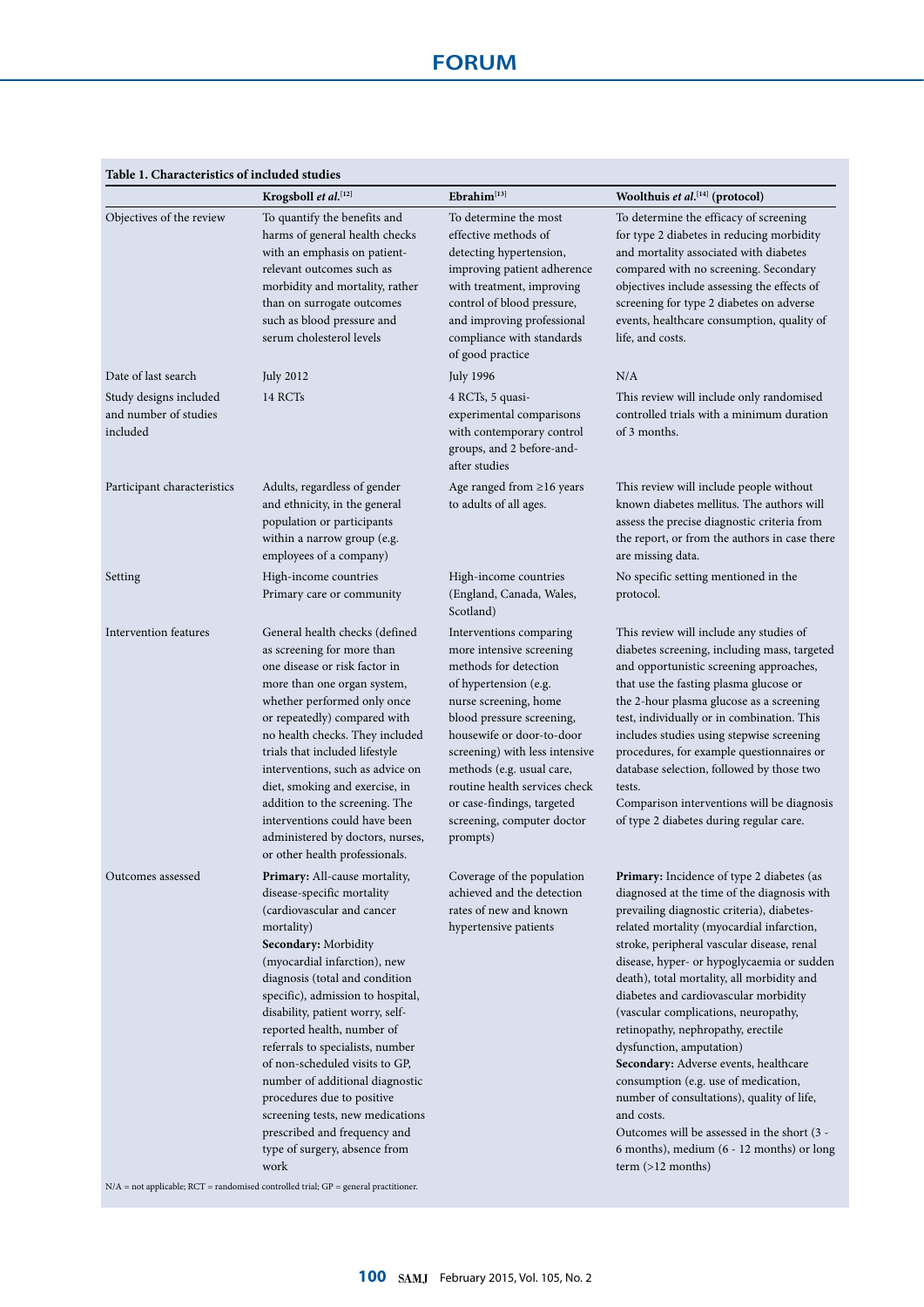**Table 1. Characteristics of included studies**

| | Krogsboll *et al.*[12] | Ebrahim[13] | Woolthuis *et al.*[14] (protocol) |
|---|---|---|---|
| Objectives of the review | To quantify the benefits and harms of general health checks with an emphasis on patient-relevant outcomes such as morbidity and mortality, rather than on surrogate outcomes such as blood pressure and serum cholesterol levels | To determine the most effective methods of detecting hypertension, improving patient adherence with treatment, improving control of blood pressure, and improving professional compliance with standards of good practice | To determine the efficacy of screening for type 2 diabetes in reducing morbidity and mortality associated with diabetes compared with no screening. Secondary objectives include assessing the effects of screening for type 2 diabetes on adverse events, healthcare consumption, quality of life, and costs. |
| Date of last search | July 2012 | July 1996 | N/A |
| Study designs included and number of studies included | 14 RCTs | 4 RCTs, 5 quasi-experimental comparisons with contemporary control groups, and 2 before-and-after studies | This review will include only randomised controlled trials with a minimum duration of 3 months. |
| Participant characteristics | Adults, regardless of gender and ethnicity, in the general population or participants within a narrow group (e.g. employees of a company) | Age ranged from ≥16 years to adults of all ages. | This review will include people without known diabetes mellitus. The authors will assess the precise diagnostic criteria from the report, or from the authors in case there are missing data. |
| Setting | High-income countries<br>Primary care or community | High-income countries (England, Canada, Wales, Scotland) | No specific setting mentioned in the protocol. |
| Intervention features | General health checks (defined as screening for more than one disease or risk factor in more than one organ system, whether performed only once or repeatedly) compared with no health checks. They included trials that included lifestyle interventions, such as advice on diet, smoking and exercise, in addition to the screening. The interventions could have been administered by doctors, nurses, or other health professionals. | Interventions comparing more intensive screening methods for detection of hypertension (e.g. nurse screening, home blood pressure screening, housewife or door-to-door screening) with less intensive methods (e.g. usual care, routine health services check or case-findings, targeted screening, computer doctor prompts) | This review will include any studies of diabetes screening, including mass, targeted and opportunistic screening approaches, that use the fasting plasma glucose or the 2-hour plasma glucose as a screening test, individually or in combination. This includes studies using stepwise screening procedures, for example questionnaires or database selection, followed by those two tests.<br>Comparison interventions will be diagnosis of type 2 diabetes during regular care. |
| Outcomes assessed | **Primary:** All-cause mortality, disease-specific mortality (cardiovascular and cancer mortality)<br>**Secondary:** Morbidity (myocardial infarction), new diagnosis (total and condition specific), admission to hospital, disability, patient worry, self-reported health, number of referrals to specialists, number of non-scheduled visits to GP, number of additional diagnostic procedures due to positive screening tests, new medications prescribed and frequency and type of surgery, absence from work | Coverage of the population achieved and the detection rates of new and known hypertensive patients | **Primary:** Incidence of type 2 diabetes (as diagnosed at the time of the diagnosis with prevailing diagnostic criteria), diabetes-related mortality (myocardial infarction, stroke, peripheral vascular disease, renal disease, hyper- or hypoglycaemia or sudden death), total mortality, all morbidity and diabetes and cardiovascular morbidity (vascular complications, neuropathy, retinopathy, nephropathy, erectile dysfunction, amputation)<br>**Secondary:** Adverse events, healthcare consumption (e.g. use of medication, number of consultations), quality of life, and costs.<br>Outcomes will be assessed in the short (3 - 6 months), medium (6 - 12 months) or long term (>12 months) |

N/A = not applicable; RCT = randomised controlled trial; GP = general practitioner.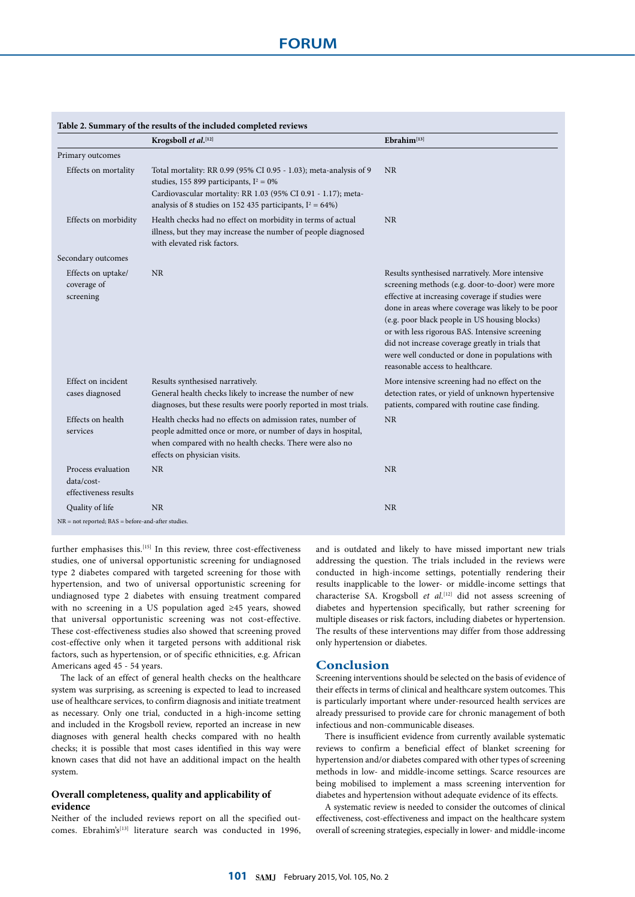FORUM

**Table 2. Summary of the results of the included completed reviews**

| | Krogsboll *et al.*[12] | Ebrahim[13] |
|---|---|---|
| Primary outcomes | | |
| Effects on mortality | Total mortality: RR 0.99 (95% CI 0.95 - 1.03); meta-analysis of 9 studies, 155 899 participants, $I^2 = 0\%$<br>Cardiovascular mortality: RR 1.03 (95% CI 0.91 - 1.17); meta-analysis of 8 studies on 152 435 participants, $I^2 = 64\%$) | NR |
| Effects on morbidity | Health checks had no effect on morbidity in terms of actual illness, but they may increase the number of people diagnosed with elevated risk factors. | NR |
| Secondary outcomes | | |
| Effects on uptake/ coverage of screening | NR | Results synthesised narratively. More intensive screening methods (e.g. door-to-door) were more effective at increasing coverage if studies were done in areas where coverage was likely to be poor (e.g. poor black people in US housing blocks) or with less rigorous BAS. Intensive screening did not increase coverage greatly in trials that were well conducted or done in populations with reasonable access to healthcare. |
| Effect on incident cases diagnosed | Results synthesised narratively.<br>General health checks likely to increase the number of new diagnoses, but these results were poorly reported in most trials. | More intensive screening had no effect on the detection rates, or yield of unknown hypertensive patients, compared with routine case finding. |
| Effects on health services | Health checks had no effects on admission rates, number of people admitted once or more, or number of days in hospital, when compared with no health checks. There were also no effects on physician visits. | NR |
| Process evaluation data/cost-effectiveness results | NR | NR |
| Quality of life | NR | NR |

NR = not reported; BAS = before-and-after studies.

further emphasises this.[15] In this review, three cost-effectiveness studies, one of universal opportunistic screening for undiagnosed type 2 diabetes compared with targeted screening for those with hypertension, and two of universal opportunistic screening for undiagnosed type 2 diabetes with ensuing treatment compared with no screening in a US population aged ≥45 years, showed that universal opportunistic screening was not cost-effective. These cost-effectiveness studies also showed that screening proved cost-effective only when it targeted persons with additional risk factors, such as hypertension, or of specific ethnicities, e.g. African Americans aged 45 - 54 years.

The lack of an effect of general health checks on the healthcare system was surprising, as screening is expected to lead to increased use of healthcare services, to confirm diagnosis and initiate treatment as necessary. Only one trial, conducted in a high-income setting and included in the Krogsboll review, reported an increase in new diagnoses with general health checks compared with no health checks; it is possible that most cases identified in this way were known cases that did not have an additional impact on the health system.

### Overall completeness, quality and applicability of evidence

Neither of the included reviews report on all the specified outcomes. Ebrahim's[13] literature search was conducted in 1996, and is outdated and likely to have missed important new trials addressing the question. The trials included in the reviews were conducted in high-income settings, potentially rendering their results inapplicable to the lower- or middle-income settings that characterise SA. Krogsboll *et al.*[12] did not assess screening of diabetes and hypertension specifically, but rather screening for multiple diseases or risk factors, including diabetes or hypertension. The results of these interventions may differ from those addressing only hypertension or diabetes.

## Conclusion

Screening interventions should be selected on the basis of evidence of their effects in terms of clinical and healthcare system outcomes. This is particularly important where under-resourced health services are already pressurised to provide care for chronic management of both infectious and non-communicable diseases.

There is insufficient evidence from currently available systematic reviews to confirm a beneficial effect of blanket screening for hypertension and/or diabetes compared with other types of screening methods in low- and middle-income settings. Scarce resources are being mobilised to implement a mass screening intervention for diabetes and hypertension without adequate evidence of its effects.

A systematic review is needed to consider the outcomes of clinical effectiveness, cost-effectiveness and impact on the healthcare system overall of screening strategies, especially in lower- and middle-income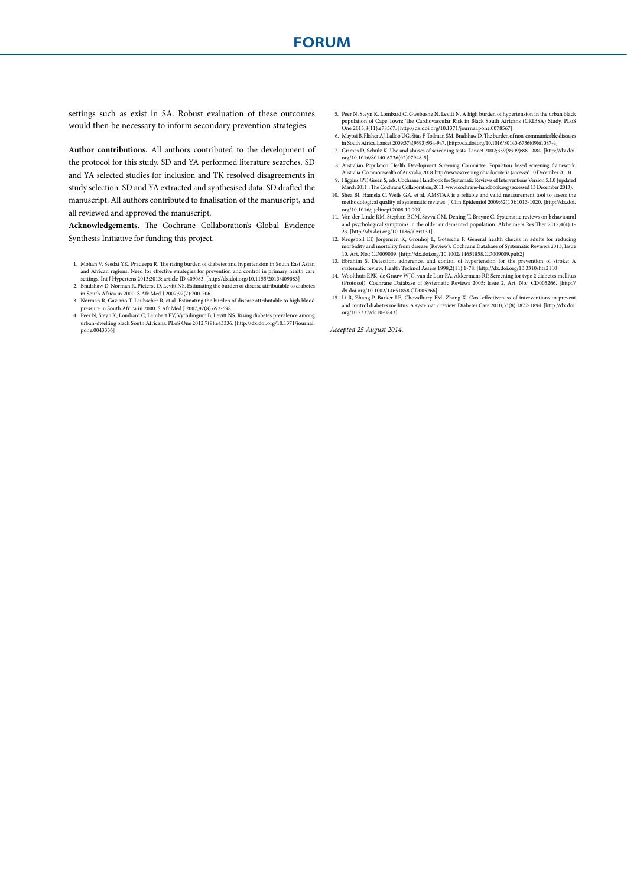settings such as exist in SA. Robust evaluation of these outcomes would then be necessary to inform secondary prevention strategies.

**Author contributions.** All authors contributed to the development of the protocol for this study. SD and YA performed literature searches. SD and YA selected studies for inclusion and TK resolved disagreements in study selection. SD and YA extracted and synthesised data. SD drafted the manuscript. All authors contributed to finalisation of the manuscript, and all reviewed and approved the manuscript.

**Acknowledgements.** The Cochrane Collaboration's Global Evidence Synthesis Initiative for funding this project.

1. Mohan V, Seedat YK, Pradeepa R. The rising burden of diabetes and hypertension in South East Asian and African regions: Need for effective strategies for prevention and control in primary health care settings. Int J Hypertens 2013;2013: article ID 409083. [http://dx.doi.org/10.1155/2013/409083]
2. Bradshaw D, Norman R, Pieterse D, Levitt NS. Estimating the burden of disease attributable to diabetes in South Africa in 2000. S Afr Med J 2007;97(7):700-706.
3. Norman R, Gaziano T, Laubscher R, et al. Estimating the burden of disease attributable to high blood pressure in South Africa in 2000. S Afr Med J 2007;97(8):692-698.
4. Peer N, Steyn K, Lombard C, Lambert EV, Vythilingum B, Levitt NS. Rising diabetes prevalence among urban-dwelling black South Africans. PLoS One 2012;7(9):e43336. [http://dx.doi.org/10.1371/journal.pone.0043336]
5. Peer N, Steyn K, Lombard C, Gwebushe N, Levitt N. A high burden of hypertension in the urban black population of Cape Town: The Cardiovascular Risk in Black South Africans (CRIBSA) Study. PLoS One 2013;8(11):e78567. [http://dx.doi.org/10.1371/journal.pone.0078567]
6. Mayosi B, Flisher AJ, Lalloo UG, Sitas F, Tollman SM, Bradshaw D. The burden of non-communicable diseases in South Africa. Lancet 2009;374(9693):934-947. [http://dx.doi.org/10.1016/S0140-6736(09)61087-4]
7. Grimes D, Schulz K. Use and abuses of screening tests. Lancet 2002;359(9309):881-884. [http://dx.doi.org/10.1016/S0140-6736(02)07948-5]
8. Australian Population Health Development Screening Committee. Population based screening framework. Australia: Commonwealth of Australia, 2008. http://www.screening.nhs.uk/criteria (accessed 10 December 2013).
9. Higgins JPT, Green S, eds. Cochrane Handbook for Systematic Reviews of Interventions Version 5.1.0 [updated March 2011]. The Cochrane Collaboration, 2011. www.cochrane-handbook.org (accessed 13 December 2013).
10. Shea BJ, Hamela C, Wells GA, et al. AMSTAR is a reliable and valid measurement tool to assess the methodological quality of systematic reviews. J Clin Epidemiol 2009;62(10):1013-1020. [http://dx.doi.org/10.1016/j.jclinepi.2008.10.009]
11. Van der Linde RM, Stephan BCM, Savva GM, Dening T, Brayne C. Systematic reviews on behavioural and psychological symptoms in the older or demented population. Alzheimers Res Ther 2012;4(4):1-23. [http://dx.doi.org/10.1186/alzrt131]
12. Krogsboll LT, Jorgensen K, Gronhoj L, Gotzsche P. General health checks in adults for reducing morbidity and mortality from disease (Review). Cochrane Database of Systematic Reviews 2013; Issue 10. Art. No.: CD009009. [http://dx.doi.org/10.1002/14651858.CD009009.pub2]
13. Ebrahim S. Detection, adherence, and control of hypertension for the prevention of stroke: A systematic review. Health Technol Assess 1998;2(11):1-78. [http://dx.doi.org/10.3310/hta2110]
14. Woolthuis EPK, de Grauw WJC, van de Laar FA, Akkermans RP. Screening for type 2 diabetes mellitus (Protocol). Cochrane Database of Systematic Reviews 2005; Issue 2. Art. No.: CD005266. [http://dx.doi.org/10.1002/14651858.CD005266]
15. Li R, Zhang P, Barker LE, Chowdhury FM, Zhang X. Cost-effectiveness of interventions to prevent and control diabetes mellitus: A systematic review. Diabetes Care 2010;33(8):1872-1894. [http://dx.doi.org/10.2337/dc10-0843]

*Accepted 25 August 2014.*